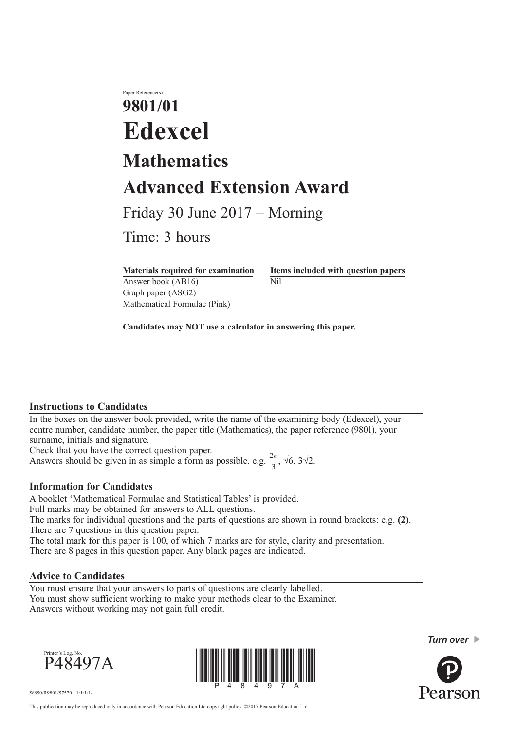Paper Reference(s)

# 9801/01

# Edexcel

## Mathematics

## Advanced Extension Award

Friday 30 June 2017 – Morning

Time: 3 hours

| **Materials required for examination** | **Items included with question papers** |
| --- | --- |
| Answer book (AB16) | Nil |
| Graph paper (ASG2) | |
| Mathematical Formulae (Pink) | |

**Candidates may NOT use a calculator in answering this paper.**

### Instructions to Candidates

In the boxes on the answer book provided, write the name of the examining body (Edexcel), your centre number, candidate number, the paper title (Mathematics), the paper reference (9801), your surname, initials and signature.
Check that you have the correct question paper.
Answers should be given in as simple a form as possible. e.g. $\frac{2\pi}{3}$, $\sqrt{6}$, $3\sqrt{2}$.

### Information for Candidates

A booklet 'Mathematical Formulae and Statistical Tables' is provided.
Full marks may be obtained for answers to ALL questions.
The marks for individual questions and the parts of questions are shown in round brackets: e.g. **(2)**.
There are 7 questions in this question paper.
The total mark for this paper is 100, of which 7 marks are for style, clarity and presentation.
There are 8 pages in this question paper. Any blank pages are indicated.

### Advice to Candidates

You must ensure that your answers to parts of questions are clearly labelled.
You must show sufficient working to make your methods clear to the Examiner.
Answers without working may not gain full credit.

Printer's Log. No.
P48497A

W850/R9801/57570 1/1/1/1/

This publication may be reproduced only in accordance with Pearson Education Ltd copyright policy. ©2017 Pearson Education Ltd.

*Turn over*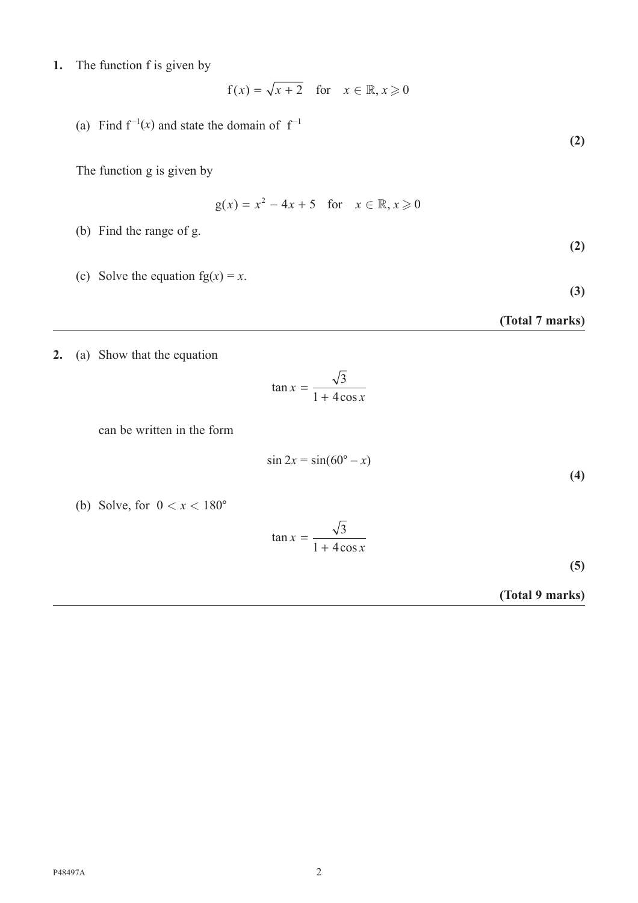**1.** The function f is given by

$$\mathrm{f}(x) = \sqrt{x + 2} \quad \text{for} \quad x \in \mathbb{R}, x \geqslant 0$$

(a) Find $\mathrm{f}^{-1}(x)$ and state the domain of $\mathrm{f}^{-1}$

**(2)**

The function g is given by

$$\mathrm{g}(x) = x^2 - 4x + 5 \quad \text{for} \quad x \in \mathbb{R}, x \geqslant 0$$

(b) Find the range of g.

**(2)**

(c) Solve the equation $\mathrm{fg}(x) = x$.

**(3)**

**(Total 7 marks)**

---

**2.** (a) Show that the equation

$$\tan x = \frac{\sqrt{3}}{1 + 4\cos x}$$

can be written in the form

$$\sin 2x = \sin(60° - x)$$

**(4)**

(b) Solve, for $0 < x < 180°$

$$\tan x = \frac{\sqrt{3}}{1 + 4\cos x}$$

**(5)**

**(Total 9 marks)**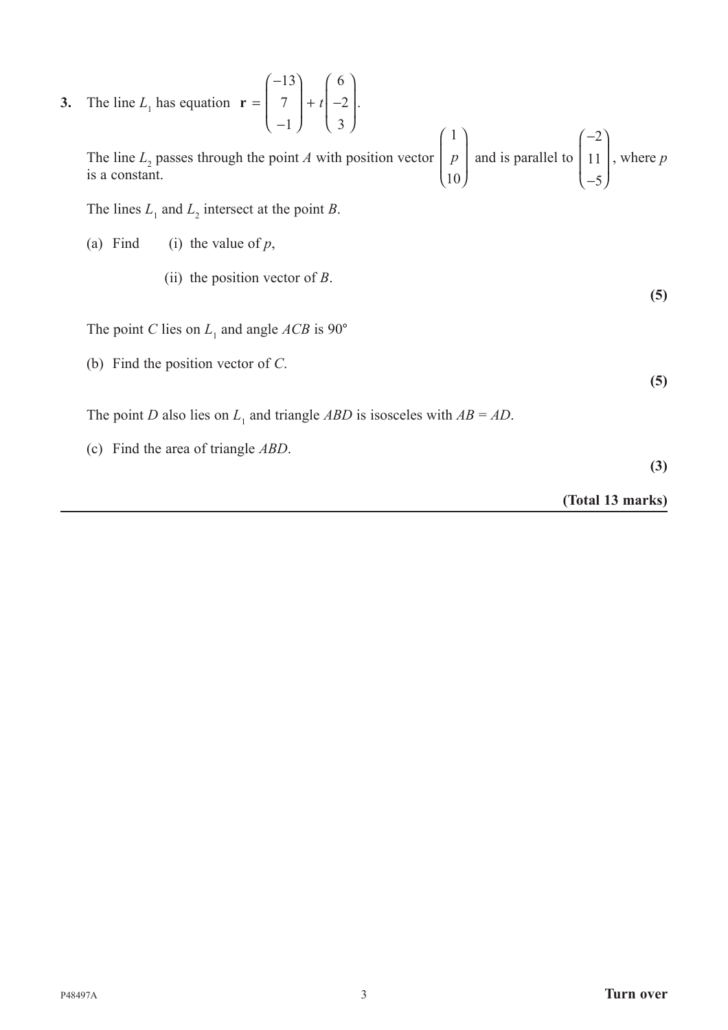**3.** The line $L_1$ has equation $\mathbf{r} = \begin{pmatrix} -13 \\ 7 \\ -1 \end{pmatrix} + t\begin{pmatrix} 6 \\ -2 \\ 3 \end{pmatrix}$.

The line $L_2$ passes through the point $A$ with position vector $\begin{pmatrix} 1 \\ p \\ 10 \end{pmatrix}$ and is parallel to $\begin{pmatrix} -2 \\ 11 \\ -5 \end{pmatrix}$, where $p$ is a constant.

The lines $L_1$ and $L_2$ intersect at the point $B$.

(a) Find (i) the value of $p$,

(ii) the position vector of $B$.

**(5)**

The point $C$ lies on $L_1$ and angle $ACB$ is 90°

(b) Find the position vector of $C$.

**(5)**

The point $D$ also lies on $L_1$ and triangle $ABD$ is isosceles with $AB = AD$.

(c) Find the area of triangle $ABD$.

**(3)**

**(Total 13 marks)**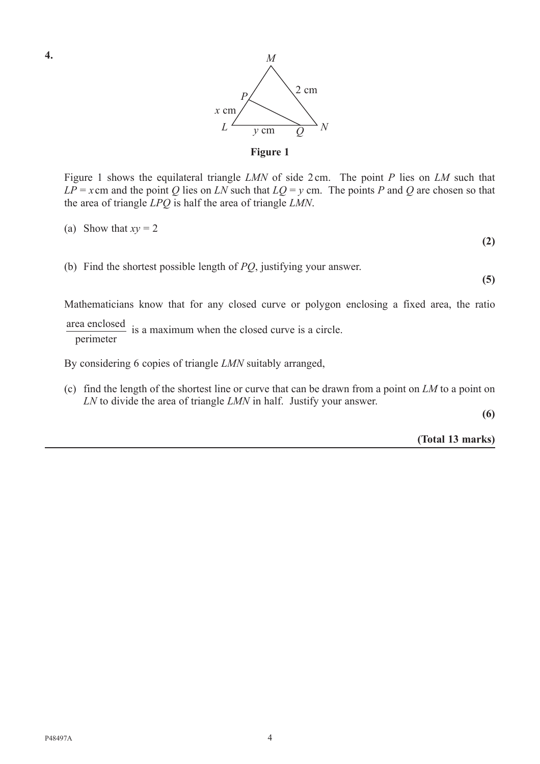**4.**

Figure 1

Figure 1 shows the equilateral triangle $LMN$ of side 2 cm. The point $P$ lies on $LM$ such that $LP = x$ cm and the point $Q$ lies on $LN$ such that $LQ = y$ cm. The points $P$ and $Q$ are chosen so that the area of triangle $LPQ$ is half the area of triangle $LMN$.

(a) Show that $xy = 2$

**(2)**

(b) Find the shortest possible length of $PQ$, justifying your answer.

**(5)**

Mathematicians know that for any closed curve or polygon enclosing a fixed area, the ratio $\dfrac{\text{area enclosed}}{\text{perimeter}}$ is a maximum when the closed curve is a circle.

By considering 6 copies of triangle $LMN$ suitably arranged,

(c) find the length of the shortest line or curve that can be drawn from a point on $LM$ to a point on $LN$ to divide the area of triangle $LMN$ in half. Justify your answer.

**(6)**

**(Total 13 marks)**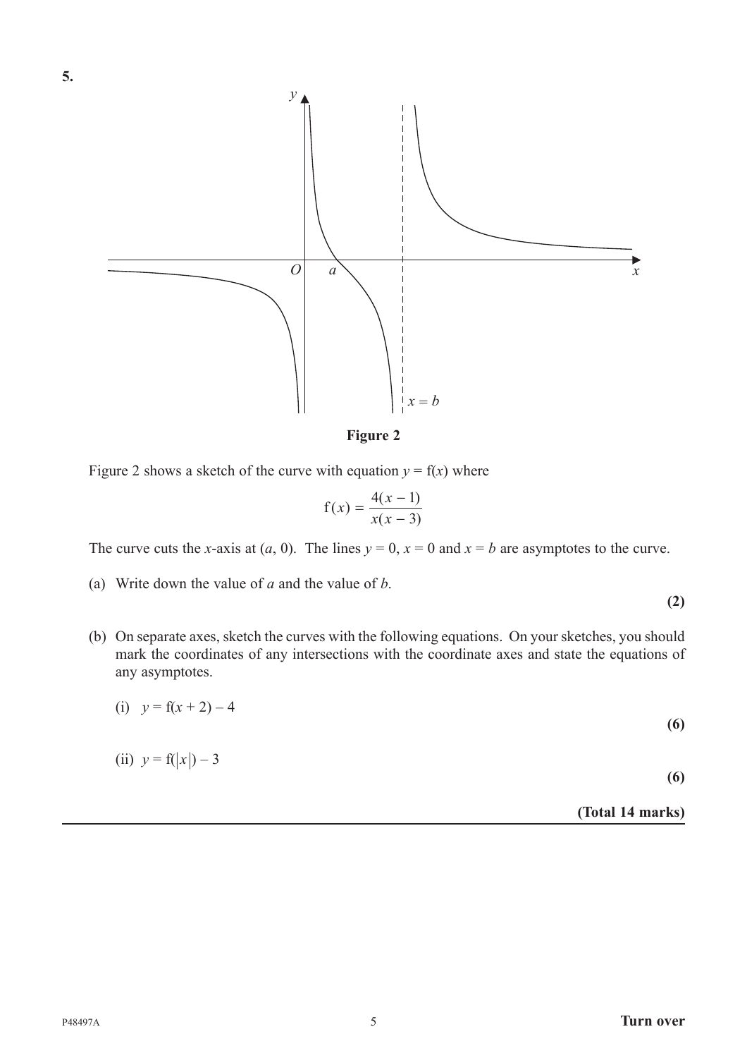**5.**

**Figure 2**

Figure 2 shows a sketch of the curve with equation $y = \mathrm{f}(x)$ where

$$\mathrm{f}(x) = \frac{4(x-1)}{x(x-3)}$$

The curve cuts the $x$-axis at $(a, 0)$. The lines $y = 0$, $x = 0$ and $x = b$ are asymptotes to the curve.

(a) Write down the value of $a$ and the value of $b$.
**(2)**

(b) On separate axes, sketch the curves with the following equations. On your sketches, you should mark the coordinates of any intersections with the coordinate axes and state the equations of any asymptotes.

(i) $y = \mathrm{f}(x + 2) - 4$
**(6)**

(ii) $y = \mathrm{f}(|x|) - 3$
**(6)**

**(Total 14 marks)**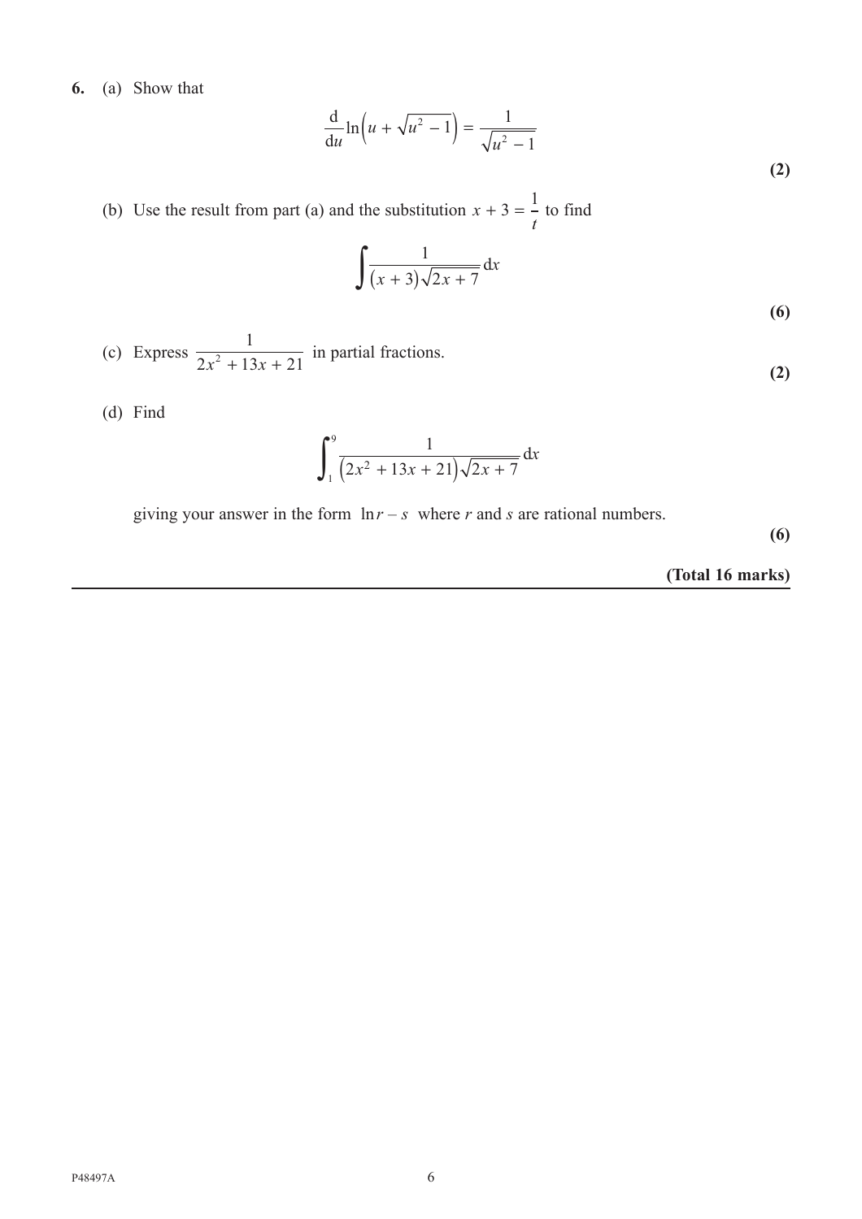**6.** (a) Show that

$$\frac{\mathrm{d}}{\mathrm{d}u}\ln\left(u + \sqrt{u^2 - 1}\right) = \frac{1}{\sqrt{u^2 - 1}}$$

**(2)**

(b) Use the result from part (a) and the substitution $x + 3 = \frac{1}{t}$ to find

$$\int \frac{1}{(x+3)\sqrt{2x+7}}\,\mathrm{d}x$$

**(6)**

(c) Express $\dfrac{1}{2x^2 + 13x + 21}$ in partial fractions.

**(2)**

(d) Find

$$\int_1^9 \frac{1}{\left(2x^2 + 13x + 21\right)\sqrt{2x+7}}\,\mathrm{d}x$$

giving your answer in the form $\ln r - s$ where $r$ and $s$ are rational numbers.

**(6)**

**(Total 16 marks)**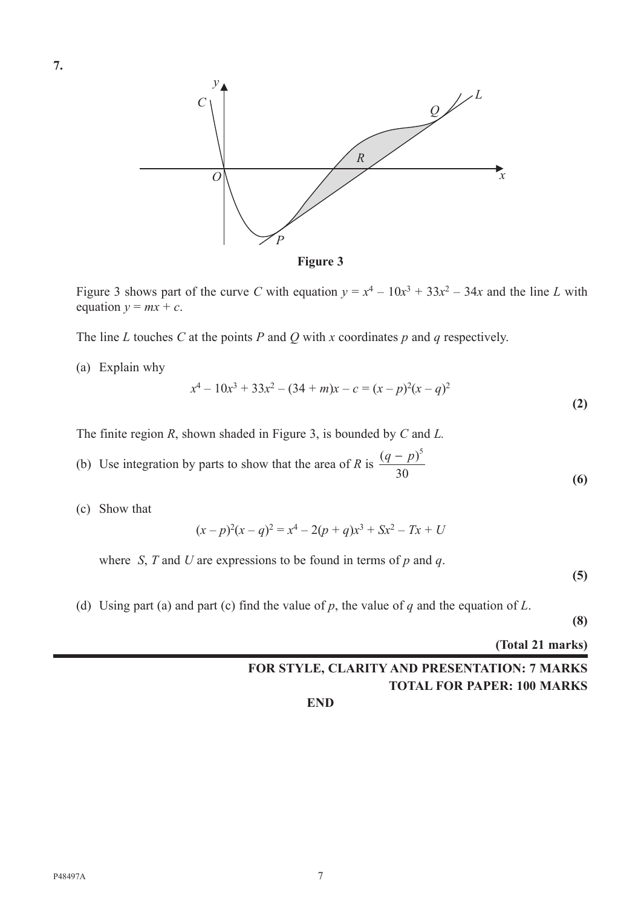**7.**

**Figure 3**

Figure 3 shows part of the curve $C$ with equation $y = x^4 - 10x^3 + 33x^2 - 34x$ and the line $L$ with equation $y = mx + c$.

The line $L$ touches $C$ at the points $P$ and $Q$ with $x$ coordinates $p$ and $q$ respectively.

(a) Explain why

$$x^4 - 10x^3 + 33x^2 - (34 + m)x - c = (x - p)^2(x - q)^2$$

**(2)**

The finite region $R$, shown shaded in Figure 3, is bounded by $C$ and $L$.

(b) Use integration by parts to show that the area of $R$ is $\dfrac{(q - p)^5}{30}$

**(6)**

(c) Show that

$$(x - p)^2(x - q)^2 = x^4 - 2(p + q)x^3 + Sx^2 - Tx + U$$

where $S$, $T$ and $U$ are expressions to be found in terms of $p$ and $q$.

**(5)**

(d) Using part (a) and part (c) find the value of $p$, the value of $q$ and the equation of $L$.

**(8)**

**(Total 21 marks)**

**FOR STYLE, CLARITY AND PRESENTATION: 7 MARKS**

**TOTAL FOR PAPER: 100 MARKS**

**END**